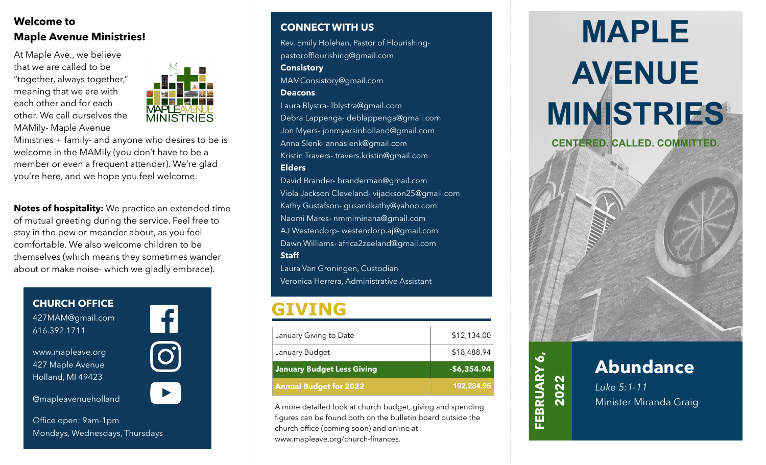## Welcome to Maple Avenue Ministries!

At Maple Ave., we believe that we are called to be "together, always together," meaning that we are with each other and for each other. We call ourselves the MAMily- Maple Avenue Ministries + family- and anyone who desires to be is welcome in the MAMily (you don't have to be a member or even a frequent attender). We're glad you're here, and we hope you feel welcome.

**Notes of hospitality:** We practice an extended time of mutual greeting during the service. Feel free to stay in the pew or meander about, as you feel comfortable. We also welcome children to be themselves (which means they sometimes wander about or make noise- which we gladly embrace).

### CHURCH OFFICE

427MAM@gmail.com
616.392.1711

www.mapleave.org
427 Maple Avenue
Holland, MI 49423

@mapleavenueholland

Office open: 9am-1pm
Mondays, Wednesdays, Thursdays

### CONNECT WITH US

Rev. Emily Holehan, Pastor of Flourishing- pastorofflourishing@gmail.com

**Consistory**
MAMConsistory@gmail.com

**Deacons**
Laura Blystra- lblystra@gmail.com
Debra Lappenga- deblappenga@gmail.com
Jon Myers- jonmyersinholland@gmail.com
Anna Slenk- annaslenk@gmail.com
Kristin Travers- travers.kristin@gmail.com

**Elders**
David Brander- branderman@gmail.com
Viola Jackson Cleveland- vijackson25@gmail.com
Kathy Gustafson- gusandkathy@yahoo.com
Naomi Mares- nmmiminana@gmail.com
AJ Westendorp- westendorp.aj@gmail.com
Dawn Williams- africa2zeeland@gmail.com

**Staff**
Laura Van Groningen, Custodian
Veronica Herrera, Administrative Assistant

## GIVING

| | |
|---|---|
| January Giving to Date | $12,134.00 |
| January Budget | $18,488.94 |
| **January Budget Less Giving** | **-$6,354.94** |
| **Annual Budget for 2022** | **192,284.95** |

A more detailed look at church budget, giving and spending figures can be found both on the bulletin board outside the church office (coming soon) and online at www.mapleave.org/church-finances.

# MAPLE AVENUE MINISTRIES

**CENTERED. CALLED. COMMITTED.**

**FEBRUARY 6, 2022**

## Abundance

*Luke 5:1-11*

Minister Miranda Graig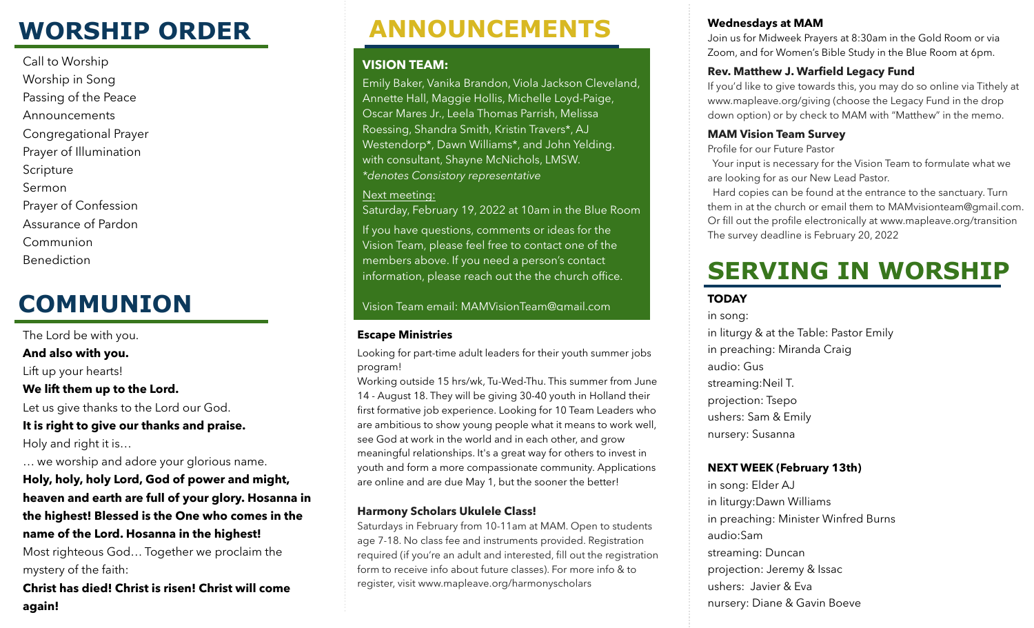# WORSHIP ORDER

Call to Worship
Worship in Song
Passing of the Peace
Announcements
Congregational Prayer
Prayer of Illumination
Scripture
Sermon
Prayer of Confession
Assurance of Pardon
Communion
Benediction

# COMMUNION

The Lord be with you.
**And also with you.**
Lift up your hearts!
**We lift them up to the Lord.**
Let us give thanks to the Lord our God.
**It is right to give our thanks and praise.**
Holy and right it is…
… we worship and adore your glorious name.
**Holy, holy, holy Lord, God of power and might, heaven and earth are full of your glory. Hosanna in the highest! Blessed is the One who comes in the name of the Lord. Hosanna in the highest!**
Most righteous God… Together we proclaim the mystery of the faith:
**Christ has died! Christ is risen! Christ will come again!**

# ANNOUNCEMENTS

**VISION TEAM:**

Emily Baker, Vanika Brandon, Viola Jackson Cleveland, Annette Hall, Maggie Hollis, Michelle Loyd-Paige, Oscar Mares Jr., Leela Thomas Parrish, Melissa Roessing, Shandra Smith, Kristin Travers*, AJ Westendorp*, Dawn Williams*, and John Yelding. with consultant, Shayne McNichols, LMSW.
*\*denotes Consistory representative*

Next meeting:
Saturday, February 19, 2022 at 10am in the Blue Room

If you have questions, comments or ideas for the Vision Team, please feel free to contact one of the members above. If you need a person's contact information, please reach out the the church office.

Vision Team email: MAMVisionTeam@gmail.com

**Escape Ministries**

Looking for part-time adult leaders for their youth summer jobs program!
Working outside 15 hrs/wk, Tu-Wed-Thu. This summer from June 14 - August 18. They will be giving 30-40 youth in Holland their first formative job experience. Looking for 10 Team Leaders who are ambitious to show young people what it means to work well, see God at work in the world and in each other, and grow meaningful relationships. It's a great way for others to invest in youth and form a more compassionate community. Applications are online and are due May 1, but the sooner the better!

**Harmony Scholars Ukulele Class!**

Saturdays in February from 10-11am at MAM. Open to students age 7-18. No class fee and instruments provided. Registration required (if you're an adult and interested, fill out the registration form to receive info about future classes). For more info & to register, visit www.mapleave.org/harmonyscholars

**Wednesdays at MAM**

Join us for Midweek Prayers at 8:30am in the Gold Room or via Zoom, and for Women's Bible Study in the Blue Room at 6pm.

**Rev. Matthew J. Warfield Legacy Fund**

If you'd like to give towards this, you may do so online via Tithely at www.mapleave.org/giving (choose the Legacy Fund in the drop down option) or by check to MAM with "Matthew" in the memo.

**MAM Vision Team Survey**

Profile for our Future Pastor
Your input is necessary for the Vision Team to formulate what we are looking for as our New Lead Pastor.
Hard copies can be found at the entrance to the sanctuary. Turn them in at the church or email them to MAMvisionteam@gmail.com. Or fill out the profile electronically at www.mapleave.org/transition
The survey deadline is February 20, 2022

# SERVING IN WORSHIP

**TODAY**

in song:
in liturgy & at the Table: Pastor Emily
in preaching: Miranda Craig
audio: Gus
streaming:Neil T.
projection: Tsepo
ushers: Sam & Emily
nursery: Susanna

**NEXT WEEK (February 13th)**

in song: Elder AJ
in liturgy:Dawn Williams
in preaching: Minister Winfred Burns
audio:Sam
streaming: Duncan
projection: Jeremy & Issac
ushers: Javier & Eva
nursery: Diane & Gavin Boeve